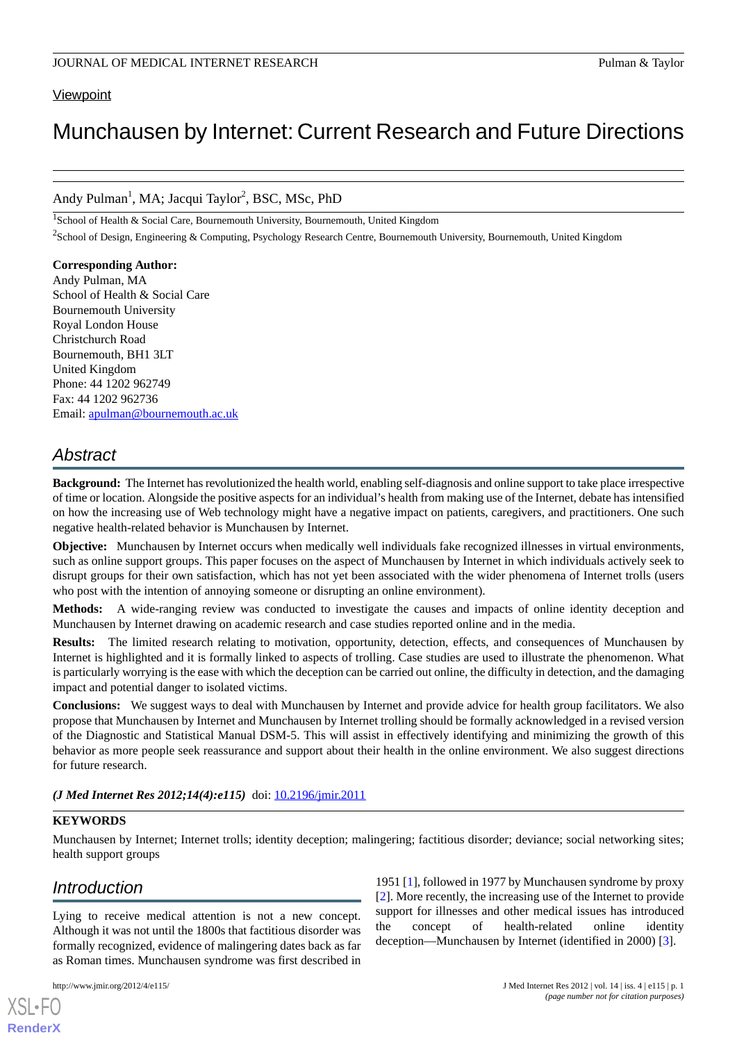Viewpoint

# Munchausen by Internet: Current Research and Future Directions

Andy Pulman[1], MA; Jacqui Taylor[2], BSC, MSc, PhD

[1]School of Health & Social Care, Bournemouth University, Bournemouth, United Kingdom

[2]School of Design, Engineering & Computing, Psychology Research Centre, Bournemouth University, Bournemouth, United Kingdom

**Corresponding Author:**
Andy Pulman, MA
School of Health & Social Care
Bournemouth University
Royal London House
Christchurch Road
Bournemouth, BH1 3LT
United Kingdom
Phone: 44 1202 962749
Fax: 44 1202 962736
Email: apulman@bournemouth.ac.uk

## Abstract

**Background:** The Internet has revolutionized the health world, enabling self-diagnosis and online support to take place irrespective of time or location. Alongside the positive aspects for an individual's health from making use of the Internet, debate has intensified on how the increasing use of Web technology might have a negative impact on patients, caregivers, and practitioners. One such negative health-related behavior is Munchausen by Internet.

**Objective:** Munchausen by Internet occurs when medically well individuals fake recognized illnesses in virtual environments, such as online support groups. This paper focuses on the aspect of Munchausen by Internet in which individuals actively seek to disrupt groups for their own satisfaction, which has not yet been associated with the wider phenomena of Internet trolls (users who post with the intention of annoying someone or disrupting an online environment).

**Methods:** A wide-ranging review was conducted to investigate the causes and impacts of online identity deception and Munchausen by Internet drawing on academic research and case studies reported online and in the media.

**Results:** The limited research relating to motivation, opportunity, detection, effects, and consequences of Munchausen by Internet is highlighted and it is formally linked to aspects of trolling. Case studies are used to illustrate the phenomenon. What is particularly worrying is the ease with which the deception can be carried out online, the difficulty in detection, and the damaging impact and potential danger to isolated victims.

**Conclusions:** We suggest ways to deal with Munchausen by Internet and provide advice for health group facilitators. We also propose that Munchausen by Internet and Munchausen by Internet trolling should be formally acknowledged in a revised version of the Diagnostic and Statistical Manual DSM-5. This will assist in effectively identifying and minimizing the growth of this behavior as more people seek reassurance and support about their health in the online environment. We also suggest directions for future research.

***(J Med Internet Res 2012;14(4):e115)*** doi: 10.2196/jmir.2011

**KEYWORDS**

Munchausen by Internet; Internet trolls; identity deception; malingering; factitious disorder; deviance; social networking sites; health support groups

## Introduction

Lying to receive medical attention is not a new concept. Although it was not until the 1800s that factitious disorder was formally recognized, evidence of malingering dates back as far as Roman times. Munchausen syndrome was first described in 1951 [1], followed in 1977 by Munchausen syndrome by proxy [2]. More recently, the increasing use of the Internet to provide support for illnesses and other medical issues has introduced the concept of health-related online identity deception—Munchausen by Internet (identified in 2000) [3].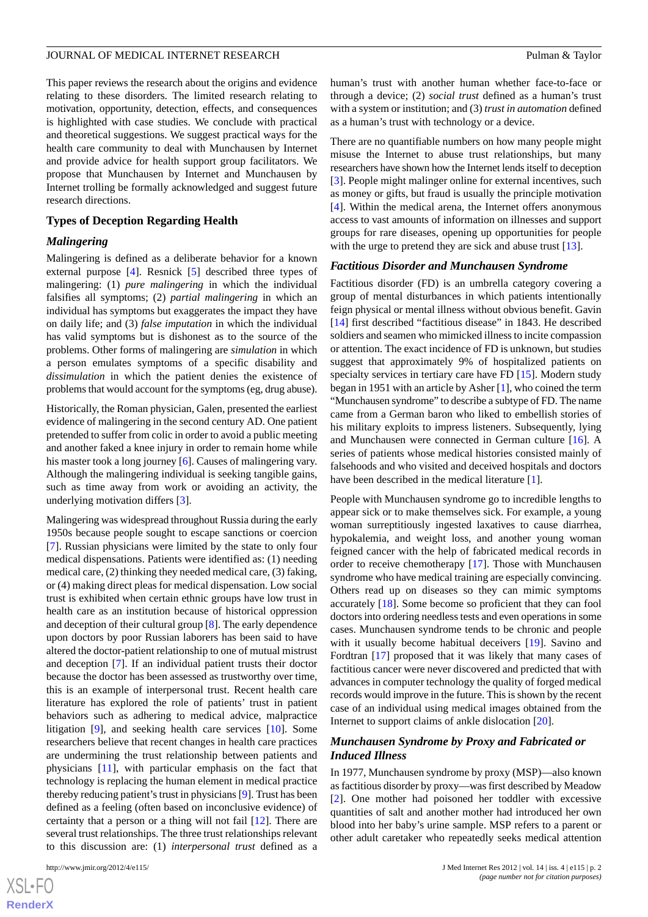This paper reviews the research about the origins and evidence relating to these disorders. The limited research relating to motivation, opportunity, detection, effects, and consequences is highlighted with case studies. We conclude with practical and theoretical suggestions. We suggest practical ways for the health care community to deal with Munchausen by Internet and provide advice for health support group facilitators. We propose that Munchausen by Internet and Munchausen by Internet trolling be formally acknowledged and suggest future research directions.

## Types of Deception Regarding Health

### Malingering

Malingering is defined as a deliberate behavior for a known external purpose [4]. Resnick [5] described three types of malingering: (1) *pure malingering* in which the individual falsifies all symptoms; (2) *partial malingering* in which an individual has symptoms but exaggerates the impact they have on daily life; and (3) *false imputation* in which the individual has valid symptoms but is dishonest as to the source of the problems. Other forms of malingering are *simulation* in which a person emulates symptoms of a specific disability and *dissimulation* in which the patient denies the existence of problems that would account for the symptoms (eg, drug abuse).

Historically, the Roman physician, Galen, presented the earliest evidence of malingering in the second century AD. One patient pretended to suffer from colic in order to avoid a public meeting and another faked a knee injury in order to remain home while his master took a long journey [6]. Causes of malingering vary. Although the malingering individual is seeking tangible gains, such as time away from work or avoiding an activity, the underlying motivation differs [3].

Malingering was widespread throughout Russia during the early 1950s because people sought to escape sanctions or coercion [7]. Russian physicians were limited by the state to only four medical dispensations. Patients were identified as: (1) needing medical care, (2) thinking they needed medical care, (3) faking, or (4) making direct pleas for medical dispensation. Low social trust is exhibited when certain ethnic groups have low trust in health care as an institution because of historical oppression and deception of their cultural group [8]. The early dependence upon doctors by poor Russian laborers has been said to have altered the doctor-patient relationship to one of mutual mistrust and deception [7]. If an individual patient trusts their doctor because the doctor has been assessed as trustworthy over time, this is an example of interpersonal trust. Recent health care literature has explored the role of patients' trust in patient behaviors such as adhering to medical advice, malpractice litigation [9], and seeking health care services [10]. Some researchers believe that recent changes in health care practices are undermining the trust relationship between patients and physicians [11], with particular emphasis on the fact that technology is replacing the human element in medical practice thereby reducing patient's trust in physicians [9]. Trust has been defined as a feeling (often based on inconclusive evidence) of certainty that a person or a thing will not fail [12]. There are several trust relationships. The three trust relationships relevant to this discussion are: (1) *interpersonal trust* defined as a human's trust with another human whether face-to-face or through a device; (2) *social trust* defined as a human's trust with a system or institution; and (3) *trust in automation* defined as a human's trust with technology or a device.

There are no quantifiable numbers on how many people might misuse the Internet to abuse trust relationships, but many researchers have shown how the Internet lends itself to deception [3]. People might malinger online for external incentives, such as money or gifts, but fraud is usually the principle motivation [4]. Within the medical arena, the Internet offers anonymous access to vast amounts of information on illnesses and support groups for rare diseases, opening up opportunities for people with the urge to pretend they are sick and abuse trust [13].

### Factitious Disorder and Munchausen Syndrome

Factitious disorder (FD) is an umbrella category covering a group of mental disturbances in which patients intentionally feign physical or mental illness without obvious benefit. Gavin [14] first described "factitious disease" in 1843. He described soldiers and seamen who mimicked illness to incite compassion or attention. The exact incidence of FD is unknown, but studies suggest that approximately 9% of hospitalized patients on specialty services in tertiary care have FD [15]. Modern study began in 1951 with an article by Asher [1], who coined the term "Munchausen syndrome" to describe a subtype of FD. The name came from a German baron who liked to embellish stories of his military exploits to impress listeners. Subsequently, lying and Munchausen were connected in German culture [16]. A series of patients whose medical histories consisted mainly of falsehoods and who visited and deceived hospitals and doctors have been described in the medical literature [1].

People with Munchausen syndrome go to incredible lengths to appear sick or to make themselves sick. For example, a young woman surreptitiously ingested laxatives to cause diarrhea, hypokalemia, and weight loss, and another young woman feigned cancer with the help of fabricated medical records in order to receive chemotherapy [17]. Those with Munchausen syndrome who have medical training are especially convincing. Others read up on diseases so they can mimic symptoms accurately [18]. Some become so proficient that they can fool doctors into ordering needless tests and even operations in some cases. Munchausen syndrome tends to be chronic and people with it usually become habitual deceivers [19]. Savino and Fordtran [17] proposed that it was likely that many cases of factitious cancer were never discovered and predicted that with advances in computer technology the quality of forged medical records would improve in the future. This is shown by the recent case of an individual using medical images obtained from the Internet to support claims of ankle dislocation [20].

### Munchausen Syndrome by Proxy and Fabricated or Induced Illness

In 1977, Munchausen syndrome by proxy (MSP)—also known as factitious disorder by proxy—was first described by Meadow [2]. One mother had poisoned her toddler with excessive quantities of salt and another mother had introduced her own blood into her baby's urine sample. MSP refers to a parent or other adult caretaker who repeatedly seeks medical attention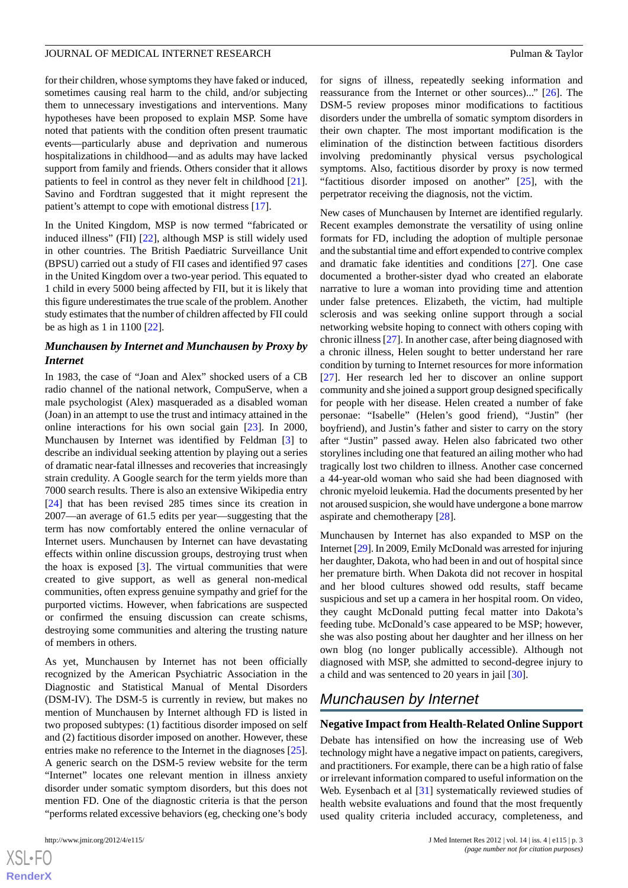for their children, whose symptoms they have faked or induced, sometimes causing real harm to the child, and/or subjecting them to unnecessary investigations and interventions. Many hypotheses have been proposed to explain MSP. Some have noted that patients with the condition often present traumatic events—particularly abuse and deprivation and numerous hospitalizations in childhood—and as adults may have lacked support from family and friends. Others consider that it allows patients to feel in control as they never felt in childhood [21]. Savino and Fordtran suggested that it might represent the patient's attempt to cope with emotional distress [17].

In the United Kingdom, MSP is now termed "fabricated or induced illness" (FII) [22], although MSP is still widely used in other countries. The British Paediatric Surveillance Unit (BPSU) carried out a study of FII cases and identified 97 cases in the United Kingdom over a two-year period. This equated to 1 child in every 5000 being affected by FII, but it is likely that this figure underestimates the true scale of the problem. Another study estimates that the number of children affected by FII could be as high as 1 in 1100 [22].

### *Munchausen by Internet and Munchausen by Proxy by Internet*

In 1983, the case of "Joan and Alex" shocked users of a CB radio channel of the national network, CompuServe, when a male psychologist (Alex) masqueraded as a disabled woman (Joan) in an attempt to use the trust and intimacy attained in the online interactions for his own social gain [23]. In 2000, Munchausen by Internet was identified by Feldman [3] to describe an individual seeking attention by playing out a series of dramatic near-fatal illnesses and recoveries that increasingly strain credulity. A Google search for the term yields more than 7000 search results. There is also an extensive Wikipedia entry [24] that has been revised 285 times since its creation in 2007—an average of 61.5 edits per year—suggesting that the term has now comfortably entered the online vernacular of Internet users. Munchausen by Internet can have devastating effects within online discussion groups, destroying trust when the hoax is exposed [3]. The virtual communities that were created to give support, as well as general non-medical communities, often express genuine sympathy and grief for the purported victims. However, when fabrications are suspected or confirmed the ensuing discussion can create schisms, destroying some communities and altering the trusting nature of members in others.

As yet, Munchausen by Internet has not been officially recognized by the American Psychiatric Association in the Diagnostic and Statistical Manual of Mental Disorders (DSM-IV). The DSM-5 is currently in review, but makes no mention of Munchausen by Internet although FD is listed in two proposed subtypes: (1) factitious disorder imposed on self and (2) factitious disorder imposed on another. However, these entries make no reference to the Internet in the diagnoses [25]. A generic search on the DSM-5 review website for the term "Internet" locates one relevant mention in illness anxiety disorder under somatic symptom disorders, but this does not mention FD. One of the diagnostic criteria is that the person "performs related excessive behaviors (eg, checking one's body for signs of illness, repeatedly seeking information and reassurance from the Internet or other sources)..." [26]. The DSM-5 review proposes minor modifications to factitious disorders under the umbrella of somatic symptom disorders in their own chapter. The most important modification is the elimination of the distinction between factitious disorders involving predominantly physical versus psychological symptoms. Also, factitious disorder by proxy is now termed "factitious disorder imposed on another" [25], with the perpetrator receiving the diagnosis, not the victim.

New cases of Munchausen by Internet are identified regularly. Recent examples demonstrate the versatility of using online formats for FD, including the adoption of multiple personae and the substantial time and effort expended to contrive complex and dramatic fake identities and conditions [27]. One case documented a brother-sister dyad who created an elaborate narrative to lure a woman into providing time and attention under false pretences. Elizabeth, the victim, had multiple sclerosis and was seeking online support through a social networking website hoping to connect with others coping with chronic illness [27]. In another case, after being diagnosed with a chronic illness, Helen sought to better understand her rare condition by turning to Internet resources for more information [27]. Her research led her to discover an online support community and she joined a support group designed specifically for people with her disease. Helen created a number of fake personae: "Isabelle" (Helen's good friend), "Justin" (her boyfriend), and Justin's father and sister to carry on the story after "Justin" passed away. Helen also fabricated two other storylines including one that featured an ailing mother who had tragically lost two children to illness. Another case concerned a 44-year-old woman who said she had been diagnosed with chronic myeloid leukemia. Had the documents presented by her not aroused suspicion, she would have undergone a bone marrow aspirate and chemotherapy [28].

Munchausen by Internet has also expanded to MSP on the Internet [29]. In 2009, Emily McDonald was arrested for injuring her daughter, Dakota, who had been in and out of hospital since her premature birth. When Dakota did not recover in hospital and her blood cultures showed odd results, staff became suspicious and set up a camera in her hospital room. On video, they caught McDonald putting fecal matter into Dakota's feeding tube. McDonald's case appeared to be MSP; however, she was also posting about her daughter and her illness on her own blog (no longer publically accessible). Although not diagnosed with MSP, she admitted to second-degree injury to a child and was sentenced to 20 years in jail [30].

## *Munchausen by Internet*

### Negative Impact from Health-Related Online Support

Debate has intensified on how the increasing use of Web technology might have a negative impact on patients, caregivers, and practitioners. For example, there can be a high ratio of false or irrelevant information compared to useful information on the Web. Eysenbach et al [31] systematically reviewed studies of health website evaluations and found that the most frequently used quality criteria included accuracy, completeness, and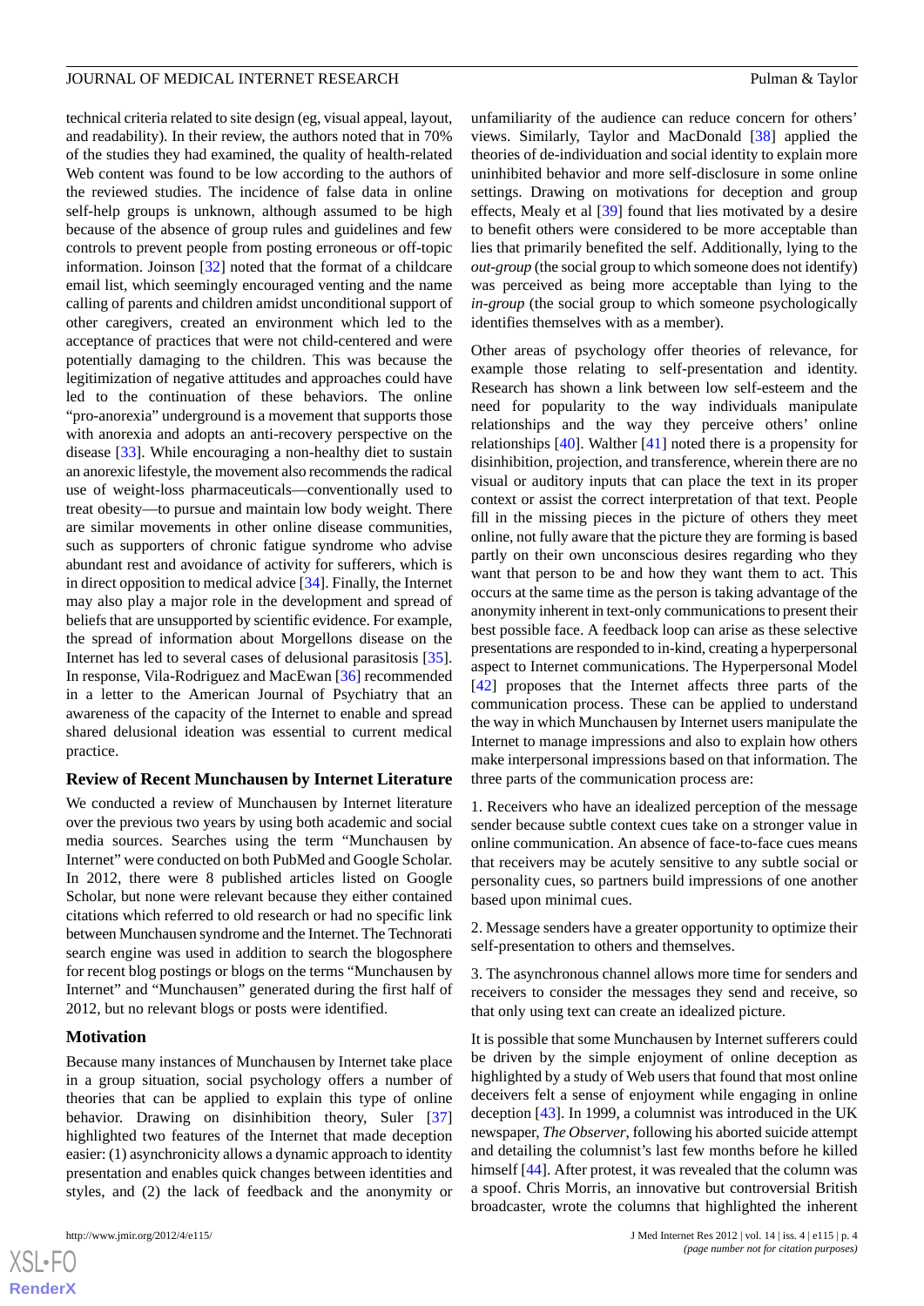technical criteria related to site design (eg, visual appeal, layout, and readability). In their review, the authors noted that in 70% of the studies they had examined, the quality of health-related Web content was found to be low according to the authors of the reviewed studies. The incidence of false data in online self-help groups is unknown, although assumed to be high because of the absence of group rules and guidelines and few controls to prevent people from posting erroneous or off-topic information. Joinson [32] noted that the format of a childcare email list, which seemingly encouraged venting and the name calling of parents and children amidst unconditional support of other caregivers, created an environment which led to the acceptance of practices that were not child-centered and were potentially damaging to the children. This was because the legitimization of negative attitudes and approaches could have led to the continuation of these behaviors. The online "pro-anorexia" underground is a movement that supports those with anorexia and adopts an anti-recovery perspective on the disease [33]. While encouraging a non-healthy diet to sustain an anorexic lifestyle, the movement also recommends the radical use of weight-loss pharmaceuticals—conventionally used to treat obesity—to pursue and maintain low body weight. There are similar movements in other online disease communities, such as supporters of chronic fatigue syndrome who advise abundant rest and avoidance of activity for sufferers, which is in direct opposition to medical advice [34]. Finally, the Internet may also play a major role in the development and spread of beliefs that are unsupported by scientific evidence. For example, the spread of information about Morgellons disease on the Internet has led to several cases of delusional parasitosis [35]. In response, Vila-Rodriguez and MacEwan [36] recommended in a letter to the American Journal of Psychiatry that an awareness of the capacity of the Internet to enable and spread shared delusional ideation was essential to current medical practice.

### Review of Recent Munchausen by Internet Literature

We conducted a review of Munchausen by Internet literature over the previous two years by using both academic and social media sources. Searches using the term "Munchausen by Internet" were conducted on both PubMed and Google Scholar. In 2012, there were 8 published articles listed on Google Scholar, but none were relevant because they either contained citations which referred to old research or had no specific link between Munchausen syndrome and the Internet. The Technorati search engine was used in addition to search the blogosphere for recent blog postings or blogs on the terms "Munchausen by Internet" and "Munchausen" generated during the first half of 2012, but no relevant blogs or posts were identified.

### Motivation

Because many instances of Munchausen by Internet take place in a group situation, social psychology offers a number of theories that can be applied to explain this type of online behavior. Drawing on disinhibition theory, Suler [37] highlighted two features of the Internet that made deception easier: (1) asynchronicity allows a dynamic approach to identity presentation and enables quick changes between identities and styles, and (2) the lack of feedback and the anonymity or unfamiliarity of the audience can reduce concern for others' views. Similarly, Taylor and MacDonald [38] applied the theories of de-individuation and social identity to explain more uninhibited behavior and more self-disclosure in some online settings. Drawing on motivations for deception and group effects, Mealy et al [39] found that lies motivated by a desire to benefit others were considered to be more acceptable than lies that primarily benefited the self. Additionally, lying to the *out-group* (the social group to which someone does not identify) was perceived as being more acceptable than lying to the *in-group* (the social group to which someone psychologically identifies themselves with as a member).

Other areas of psychology offer theories of relevance, for example those relating to self-presentation and identity. Research has shown a link between low self-esteem and the need for popularity to the way individuals manipulate relationships and the way they perceive others' online relationships [40]. Walther [41] noted there is a propensity for disinhibition, projection, and transference, wherein there are no visual or auditory inputs that can place the text in its proper context or assist the correct interpretation of that text. People fill in the missing pieces in the picture of others they meet online, not fully aware that the picture they are forming is based partly on their own unconscious desires regarding who they want that person to be and how they want them to act. This occurs at the same time as the person is taking advantage of the anonymity inherent in text-only communications to present their best possible face. A feedback loop can arise as these selective presentations are responded to in-kind, creating a hyperpersonal aspect to Internet communications. The Hyperpersonal Model [42] proposes that the Internet affects three parts of the communication process. These can be applied to understand the way in which Munchausen by Internet users manipulate the Internet to manage impressions and also to explain how others make interpersonal impressions based on that information. The three parts of the communication process are:

1. Receivers who have an idealized perception of the message sender because subtle context cues take on a stronger value in online communication. An absence of face-to-face cues means that receivers may be acutely sensitive to any subtle social or personality cues, so partners build impressions of one another based upon minimal cues.

2. Message senders have a greater opportunity to optimize their self-presentation to others and themselves.

3. The asynchronous channel allows more time for senders and receivers to consider the messages they send and receive, so that only using text can create an idealized picture.

It is possible that some Munchausen by Internet sufferers could be driven by the simple enjoyment of online deception as highlighted by a study of Web users that found that most online deceivers felt a sense of enjoyment while engaging in online deception [43]. In 1999, a columnist was introduced in the UK newspaper, *The Observer*, following his aborted suicide attempt and detailing the columnist's last few months before he killed himself [44]. After protest, it was revealed that the column was a spoof. Chris Morris, an innovative but controversial British broadcaster, wrote the columns that highlighted the inherent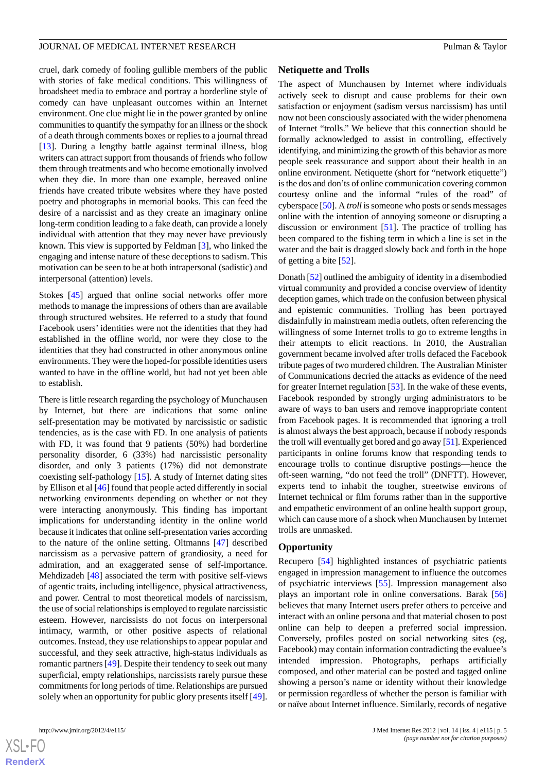cruel, dark comedy of fooling gullible members of the public with stories of fake medical conditions. This willingness of broadsheet media to embrace and portray a borderline style of comedy can have unpleasant outcomes within an Internet environment. One clue might lie in the power granted by online communities to quantify the sympathy for an illness or the shock of a death through comments boxes or replies to a journal thread [13]. During a lengthy battle against terminal illness, blog writers can attract support from thousands of friends who follow them through treatments and who become emotionally involved when they die. In more than one example, bereaved online friends have created tribute websites where they have posted poetry and photographs in memorial books. This can feed the desire of a narcissist and as they create an imaginary online long-term condition leading to a fake death, can provide a lonely individual with attention that they may never have previously known. This view is supported by Feldman [3], who linked the engaging and intense nature of these deceptions to sadism. This motivation can be seen to be at both intrapersonal (sadistic) and interpersonal (attention) levels.

Stokes [45] argued that online social networks offer more methods to manage the impressions of others than are available through structured websites. He referred to a study that found Facebook users' identities were not the identities that they had established in the offline world, nor were they close to the identities that they had constructed in other anonymous online environments. They were the hoped-for possible identities users wanted to have in the offline world, but had not yet been able to establish.

There is little research regarding the psychology of Munchausen by Internet, but there are indications that some online self-presentation may be motivated by narcissistic or sadistic tendencies, as is the case with FD. In one analysis of patients with FD, it was found that 9 patients (50%) had borderline personality disorder, 6 (33%) had narcissistic personality disorder, and only 3 patients (17%) did not demonstrate coexisting self-pathology [15]. A study of Internet dating sites by Ellison et al [46] found that people acted differently in social networking environments depending on whether or not they were interacting anonymously. This finding has important implications for understanding identity in the online world because it indicates that online self-presentation varies according to the nature of the online setting. Oltmanns [47] described narcissism as a pervasive pattern of grandiosity, a need for admiration, and an exaggerated sense of self-importance. Mehdizadeh [48] associated the term with positive self-views of agentic traits, including intelligence, physical attractiveness, and power. Central to most theoretical models of narcissism, the use of social relationships is employed to regulate narcissistic esteem. However, narcissists do not focus on interpersonal intimacy, warmth, or other positive aspects of relational outcomes. Instead, they use relationships to appear popular and successful, and they seek attractive, high-status individuals as romantic partners [49]. Despite their tendency to seek out many superficial, empty relationships, narcissists rarely pursue these commitments for long periods of time. Relationships are pursued solely when an opportunity for public glory presents itself [49].

## Netiquette and Trolls

The aspect of Munchausen by Internet where individuals actively seek to disrupt and cause problems for their own satisfaction or enjoyment (sadism versus narcissism) has until now not been consciously associated with the wider phenomena of Internet "trolls." We believe that this connection should be formally acknowledged to assist in controlling, effectively identifying, and minimizing the growth of this behavior as more people seek reassurance and support about their health in an online environment. Netiquette (short for "network etiquette") is the dos and don'ts of online communication covering common courtesy online and the informal "rules of the road" of cyberspace [50]. A *troll* is someone who posts or sends messages online with the intention of annoying someone or disrupting a discussion or environment [51]. The practice of trolling has been compared to the fishing term in which a line is set in the water and the bait is dragged slowly back and forth in the hope of getting a bite [52].

Donath [52] outlined the ambiguity of identity in a disembodied virtual community and provided a concise overview of identity deception games, which trade on the confusion between physical and epistemic communities. Trolling has been portrayed disdainfully in mainstream media outlets, often referencing the willingness of some Internet trolls to go to extreme lengths in their attempts to elicit reactions. In 2010, the Australian government became involved after trolls defaced the Facebook tribute pages of two murdered children. The Australian Minister of Communications decried the attacks as evidence of the need for greater Internet regulation [53]. In the wake of these events, Facebook responded by strongly urging administrators to be aware of ways to ban users and remove inappropriate content from Facebook pages. It is recommended that ignoring a troll is almost always the best approach, because if nobody responds the troll will eventually get bored and go away [51]. Experienced participants in online forums know that responding tends to encourage trolls to continue disruptive postings—hence the oft-seen warning, "do not feed the troll" (DNFTT). However, experts tend to inhabit the tougher, streetwise environs of Internet technical or film forums rather than in the supportive and empathetic environment of an online health support group, which can cause more of a shock when Munchausen by Internet trolls are unmasked.

## Opportunity

Recupero [54] highlighted instances of psychiatric patients engaged in impression management to influence the outcomes of psychiatric interviews [55]. Impression management also plays an important role in online conversations. Barak [56] believes that many Internet users prefer others to perceive and interact with an online persona and that material chosen to post online can help to deepen a preferred social impression. Conversely, profiles posted on social networking sites (eg, Facebook) may contain information contradicting the evaluee's intended impression. Photographs, perhaps artificially composed, and other material can be posted and tagged online showing a person's name or identity without their knowledge or permission regardless of whether the person is familiar with or naïve about Internet influence. Similarly, records of negative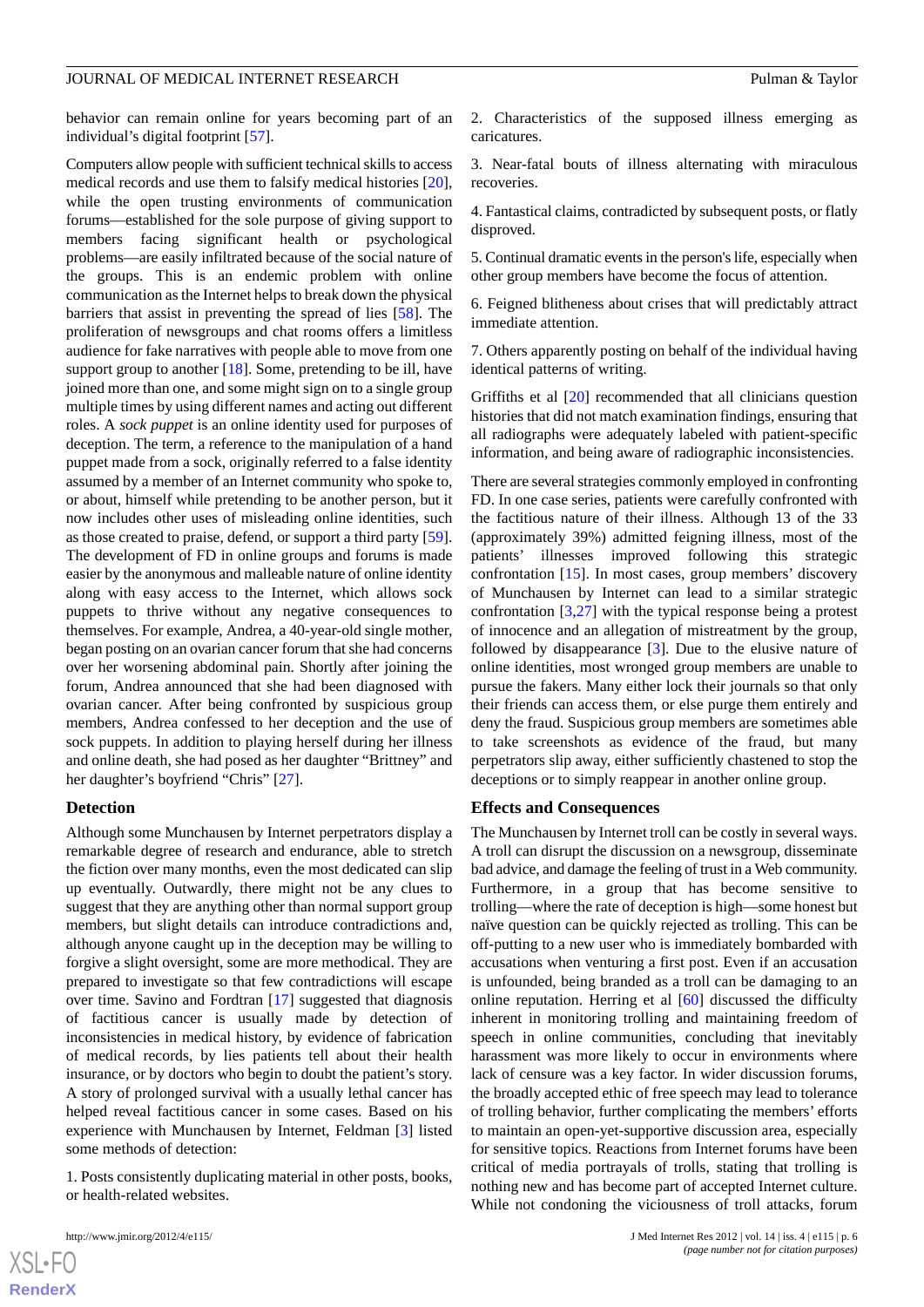behavior can remain online for years becoming part of an individual's digital footprint [57].

Computers allow people with sufficient technical skills to access medical records and use them to falsify medical histories [20], while the open trusting environments of communication forums—established for the sole purpose of giving support to members facing significant health or psychological problems—are easily infiltrated because of the social nature of the groups. This is an endemic problem with online communication as the Internet helps to break down the physical barriers that assist in preventing the spread of lies [58]. The proliferation of newsgroups and chat rooms offers a limitless audience for fake narratives with people able to move from one support group to another [18]. Some, pretending to be ill, have joined more than one, and some might sign on to a single group multiple times by using different names and acting out different roles. A *sock puppet* is an online identity used for purposes of deception. The term, a reference to the manipulation of a hand puppet made from a sock, originally referred to a false identity assumed by a member of an Internet community who spoke to, or about, himself while pretending to be another person, but it now includes other uses of misleading online identities, such as those created to praise, defend, or support a third party [59]. The development of FD in online groups and forums is made easier by the anonymous and malleable nature of online identity along with easy access to the Internet, which allows sock puppets to thrive without any negative consequences to themselves. For example, Andrea, a 40-year-old single mother, began posting on an ovarian cancer forum that she had concerns over her worsening abdominal pain. Shortly after joining the forum, Andrea announced that she had been diagnosed with ovarian cancer. After being confronted by suspicious group members, Andrea confessed to her deception and the use of sock puppets. In addition to playing herself during her illness and online death, she had posed as her daughter "Brittney" and her daughter's boyfriend "Chris" [27].

### Detection

Although some Munchausen by Internet perpetrators display a remarkable degree of research and endurance, able to stretch the fiction over many months, even the most dedicated can slip up eventually. Outwardly, there might not be any clues to suggest that they are anything other than normal support group members, but slight details can introduce contradictions and, although anyone caught up in the deception may be willing to forgive a slight oversight, some are more methodical. They are prepared to investigate so that few contradictions will escape over time. Savino and Fordtran [17] suggested that diagnosis of factitious cancer is usually made by detection of inconsistencies in medical history, by evidence of fabrication of medical records, by lies patients tell about their health insurance, or by doctors who begin to doubt the patient's story. A story of prolonged survival with a usually lethal cancer has helped reveal factitious cancer in some cases. Based on his experience with Munchausen by Internet, Feldman [3] listed some methods of detection:

1. Posts consistently duplicating material in other posts, books, or health-related websites.

2. Characteristics of the supposed illness emerging as caricatures.

3. Near-fatal bouts of illness alternating with miraculous recoveries.

4. Fantastical claims, contradicted by subsequent posts, or flatly disproved.

5. Continual dramatic events in the person's life, especially when other group members have become the focus of attention.

6. Feigned blitheness about crises that will predictably attract immediate attention.

7. Others apparently posting on behalf of the individual having identical patterns of writing.

Griffiths et al [20] recommended that all clinicians question histories that did not match examination findings, ensuring that all radiographs were adequately labeled with patient-specific information, and being aware of radiographic inconsistencies.

There are several strategies commonly employed in confronting FD. In one case series, patients were carefully confronted with the factitious nature of their illness. Although 13 of the 33 (approximately 39%) admitted feigning illness, most of the patients' illnesses improved following this strategic confrontation [15]. In most cases, group members' discovery of Munchausen by Internet can lead to a similar strategic confrontation [3,27] with the typical response being a protest of innocence and an allegation of mistreatment by the group, followed by disappearance [3]. Due to the elusive nature of online identities, most wronged group members are unable to pursue the fakers. Many either lock their journals so that only their friends can access them, or else purge them entirely and deny the fraud. Suspicious group members are sometimes able to take screenshots as evidence of the fraud, but many perpetrators slip away, either sufficiently chastened to stop the deceptions or to simply reappear in another online group.

### Effects and Consequences

The Munchausen by Internet troll can be costly in several ways. A troll can disrupt the discussion on a newsgroup, disseminate bad advice, and damage the feeling of trust in a Web community. Furthermore, in a group that has become sensitive to trolling—where the rate of deception is high—some honest but naïve question can be quickly rejected as trolling. This can be off-putting to a new user who is immediately bombarded with accusations when venturing a first post. Even if an accusation is unfounded, being branded as a troll can be damaging to an online reputation. Herring et al [60] discussed the difficulty inherent in monitoring trolling and maintaining freedom of speech in online communities, concluding that inevitably harassment was more likely to occur in environments where lack of censure was a key factor. In wider discussion forums, the broadly accepted ethic of free speech may lead to tolerance of trolling behavior, further complicating the members' efforts to maintain an open-yet-supportive discussion area, especially for sensitive topics. Reactions from Internet forums have been critical of media portrayals of trolls, stating that trolling is nothing new and has become part of accepted Internet culture. While not condoning the viciousness of troll attacks, forum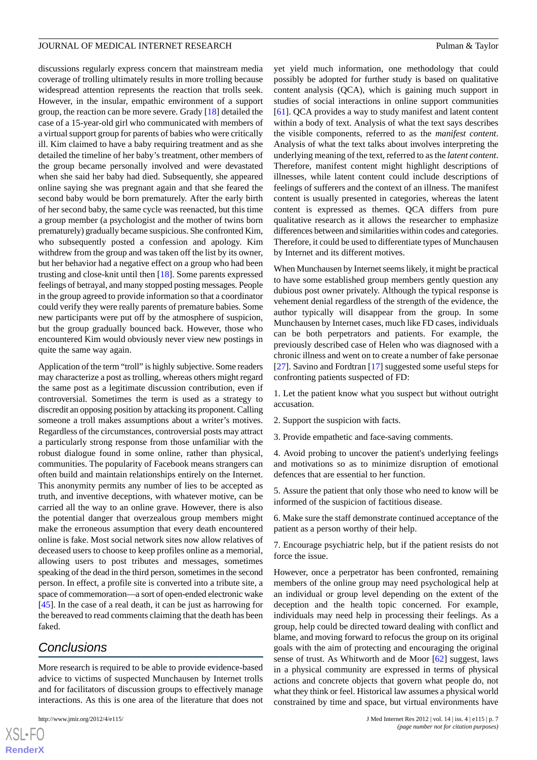discussions regularly express concern that mainstream media coverage of trolling ultimately results in more trolling because widespread attention represents the reaction that trolls seek. However, in the insular, empathic environment of a support group, the reaction can be more severe. Grady [18] detailed the case of a 15-year-old girl who communicated with members of a virtual support group for parents of babies who were critically ill. Kim claimed to have a baby requiring treatment and as she detailed the timeline of her baby's treatment, other members of the group became personally involved and were devastated when she said her baby had died. Subsequently, she appeared online saying she was pregnant again and that she feared the second baby would be born prematurely. After the early birth of her second baby, the same cycle was reenacted, but this time a group member (a psychologist and the mother of twins born prematurely) gradually became suspicious. She confronted Kim, who subsequently posted a confession and apology. Kim withdrew from the group and was taken off the list by its owner, but her behavior had a negative effect on a group who had been trusting and close-knit until then [18]. Some parents expressed feelings of betrayal, and many stopped posting messages. People in the group agreed to provide information so that a coordinator could verify they were really parents of premature babies. Some new participants were put off by the atmosphere of suspicion, but the group gradually bounced back. However, those who encountered Kim would obviously never view new postings in quite the same way again.

Application of the term "troll" is highly subjective. Some readers may characterize a post as trolling, whereas others might regard the same post as a legitimate discussion contribution, even if controversial. Sometimes the term is used as a strategy to discredit an opposing position by attacking its proponent. Calling someone a troll makes assumptions about a writer's motives. Regardless of the circumstances, controversial posts may attract a particularly strong response from those unfamiliar with the robust dialogue found in some online, rather than physical, communities. The popularity of Facebook means strangers can often build and maintain relationships entirely on the Internet. This anonymity permits any number of lies to be accepted as truth, and inventive deceptions, with whatever motive, can be carried all the way to an online grave. However, there is also the potential danger that overzealous group members might make the erroneous assumption that every death encountered online is fake. Most social network sites now allow relatives of deceased users to choose to keep profiles online as a memorial, allowing users to post tributes and messages, sometimes speaking of the dead in the third person, sometimes in the second person. In effect, a profile site is converted into a tribute site, a space of commemoration—a sort of open-ended electronic wake [45]. In the case of a real death, it can be just as harrowing for the bereaved to read comments claiming that the death has been faked.

## Conclusions

More research is required to be able to provide evidence-based advice to victims of suspected Munchausen by Internet trolls and for facilitators of discussion groups to effectively manage interactions. As this is one area of the literature that does not yet yield much information, one methodology that could possibly be adopted for further study is based on qualitative content analysis (QCA), which is gaining much support in studies of social interactions in online support communities [61]. QCA provides a way to study manifest and latent content within a body of text. Analysis of what the text says describes the visible components, referred to as the *manifest content*. Analysis of what the text talks about involves interpreting the underlying meaning of the text, referred to as the *latent content*. Therefore, manifest content might highlight descriptions of illnesses, while latent content could include descriptions of feelings of sufferers and the context of an illness. The manifest content is usually presented in categories, whereas the latent content is expressed as themes. QCA differs from pure qualitative research as it allows the researcher to emphasize differences between and similarities within codes and categories. Therefore, it could be used to differentiate types of Munchausen by Internet and its different motives.

When Munchausen by Internet seems likely, it might be practical to have some established group members gently question any dubious post owner privately. Although the typical response is vehement denial regardless of the strength of the evidence, the author typically will disappear from the group. In some Munchausen by Internet cases, much like FD cases, individuals can be both perpetrators and patients. For example, the previously described case of Helen who was diagnosed with a chronic illness and went on to create a number of fake personae [27]. Savino and Fordtran [17] suggested some useful steps for confronting patients suspected of FD:

1. Let the patient know what you suspect but without outright accusation.

2. Support the suspicion with facts.

3. Provide empathetic and face-saving comments.

4. Avoid probing to uncover the patient's underlying feelings and motivations so as to minimize disruption of emotional defences that are essential to her function.

5. Assure the patient that only those who need to know will be informed of the suspicion of factitious disease.

6. Make sure the staff demonstrate continued acceptance of the patient as a person worthy of their help.

7. Encourage psychiatric help, but if the patient resists do not force the issue.

However, once a perpetrator has been confronted, remaining members of the online group may need psychological help at an individual or group level depending on the extent of the deception and the health topic concerned. For example, individuals may need help in processing their feelings. As a group, help could be directed toward dealing with conflict and blame, and moving forward to refocus the group on its original goals with the aim of protecting and encouraging the original sense of trust. As Whitworth and de Moor [62] suggest, laws in a physical community are expressed in terms of physical actions and concrete objects that govern what people do, not what they think or feel. Historical law assumes a physical world constrained by time and space, but virtual environments have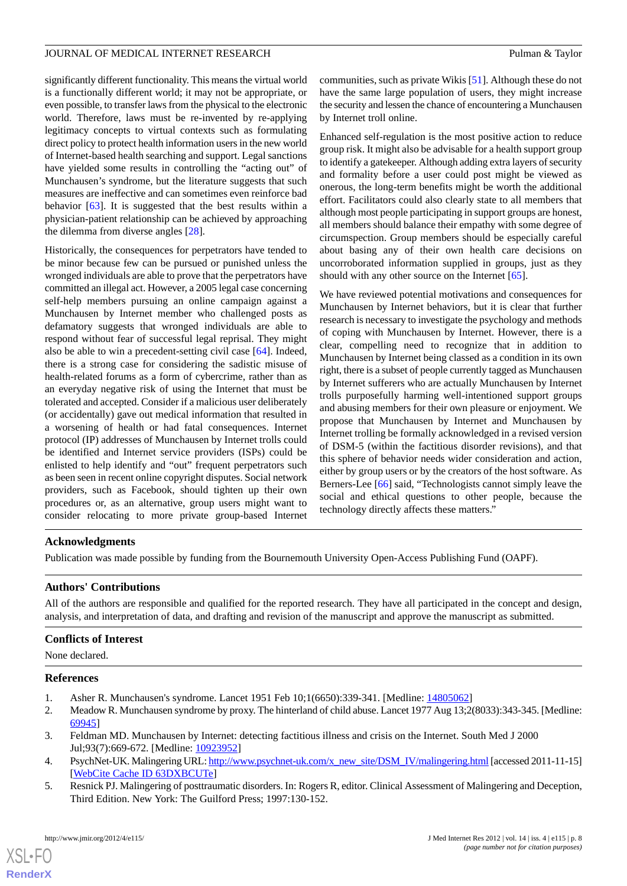significantly different functionality. This means the virtual world is a functionally different world; it may not be appropriate, or even possible, to transfer laws from the physical to the electronic world. Therefore, laws must be re-invented by re-applying legitimacy concepts to virtual contexts such as formulating direct policy to protect health information users in the new world of Internet-based health searching and support. Legal sanctions have yielded some results in controlling the "acting out" of Munchausen's syndrome, but the literature suggests that such measures are ineffective and can sometimes even reinforce bad behavior [63]. It is suggested that the best results within a physician-patient relationship can be achieved by approaching the dilemma from diverse angles [28].

Historically, the consequences for perpetrators have tended to be minor because few can be pursued or punished unless the wronged individuals are able to prove that the perpetrators have committed an illegal act. However, a 2005 legal case concerning self-help members pursuing an online campaign against a Munchausen by Internet member who challenged posts as defamatory suggests that wronged individuals are able to respond without fear of successful legal reprisal. They might also be able to win a precedent-setting civil case [64]. Indeed, there is a strong case for considering the sadistic misuse of health-related forums as a form of cybercrime, rather than as an everyday negative risk of using the Internet that must be tolerated and accepted. Consider if a malicious user deliberately (or accidentally) gave out medical information that resulted in a worsening of health or had fatal consequences. Internet protocol (IP) addresses of Munchausen by Internet trolls could be identified and Internet service providers (ISPs) could be enlisted to help identify and "out" frequent perpetrators such as been seen in recent online copyright disputes. Social network providers, such as Facebook, should tighten up their own procedures or, as an alternative, group users might want to consider relocating to more private group-based Internet communities, such as private Wikis [51]. Although these do not have the same large population of users, they might increase the security and lessen the chance of encountering a Munchausen by Internet troll online.

Enhanced self-regulation is the most positive action to reduce group risk. It might also be advisable for a health support group to identify a gatekeeper. Although adding extra layers of security and formality before a user could post might be viewed as onerous, the long-term benefits might be worth the additional effort. Facilitators could also clearly state to all members that although most people participating in support groups are honest, all members should balance their empathy with some degree of circumspection. Group members should be especially careful about basing any of their own health care decisions on uncorroborated information supplied in groups, just as they should with any other source on the Internet [65].

We have reviewed potential motivations and consequences for Munchausen by Internet behaviors, but it is clear that further research is necessary to investigate the psychology and methods of coping with Munchausen by Internet. However, there is a clear, compelling need to recognize that in addition to Munchausen by Internet being classed as a condition in its own right, there is a subset of people currently tagged as Munchausen by Internet sufferers who are actually Munchausen by Internet trolls purposefully harming well-intentioned support groups and abusing members for their own pleasure or enjoyment. We propose that Munchausen by Internet and Munchausen by Internet trolling be formally acknowledged in a revised version of DSM-5 (within the factitious disorder revisions), and that this sphere of behavior needs wider consideration and action, either by group users or by the creators of the host software. As Berners-Lee [66] said, "Technologists cannot simply leave the social and ethical questions to other people, because the technology directly affects these matters."

## Acknowledgments

Publication was made possible by funding from the Bournemouth University Open-Access Publishing Fund (OAPF).

## Authors' Contributions

All of the authors are responsible and qualified for the reported research. They have all participated in the concept and design, analysis, and interpretation of data, and drafting and revision of the manuscript and approve the manuscript as submitted.

## Conflicts of Interest

None declared.

## References

1. Asher R. Munchausen's syndrome. Lancet 1951 Feb 10;1(6650):339-341. [Medline: 14805062]
2. Meadow R. Munchausen syndrome by proxy. The hinterland of child abuse. Lancet 1977 Aug 13;2(8033):343-345. [Medline: 69945]
3. Feldman MD. Munchausen by Internet: detecting factitious illness and crisis on the Internet. South Med J 2000 Jul;93(7):669-672. [Medline: 10923952]
4. PsychNet-UK. Malingering URL: http://www.psychnet-uk.com/x_new_site/DSM_IV/malingering.html [accessed 2011-11-15] [WebCite Cache ID 63DXBCUTe]
5. Resnick PJ. Malingering of posttraumatic disorders. In: Rogers R, editor. Clinical Assessment of Malingering and Deception, Third Edition. New York: The Guilford Press; 1997:130-152.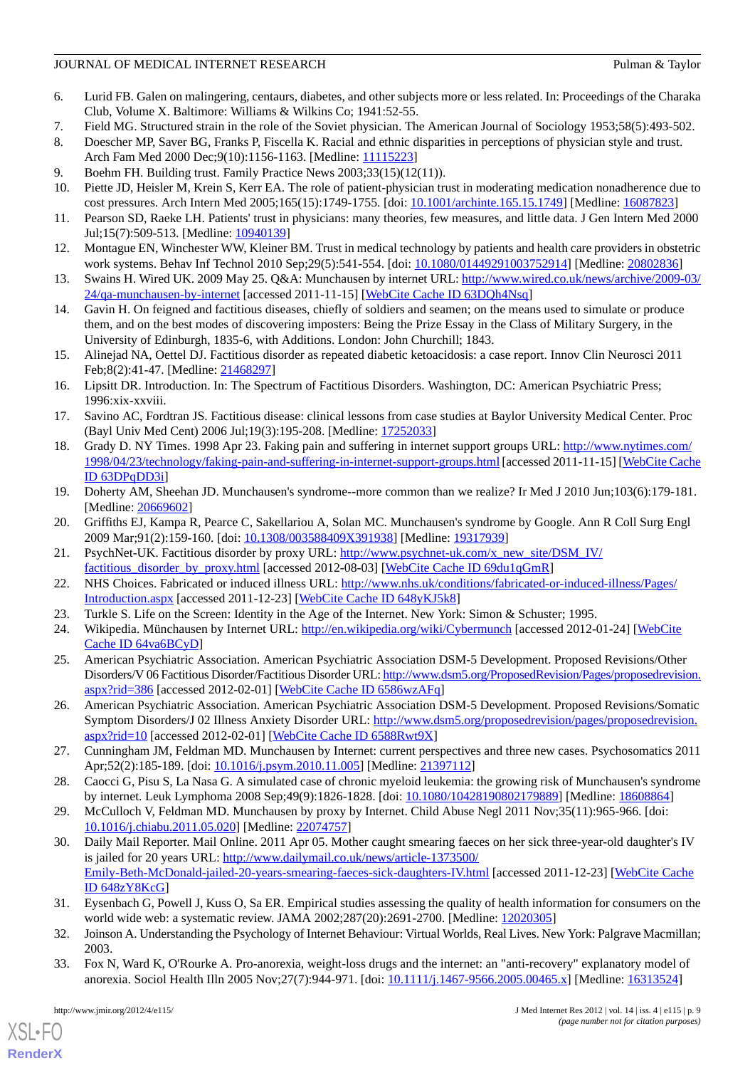6. Lurid FB. Galen on malingering, centaurs, diabetes, and other subjects more or less related. In: Proceedings of the Charaka Club, Volume X. Baltimore: Williams & Wilkins Co; 1941:52-55.
7. Field MG. Structured strain in the role of the Soviet physician. The American Journal of Sociology 1953;58(5):493-502.
8. Doescher MP, Saver BG, Franks P, Fiscella K. Racial and ethnic disparities in perceptions of physician style and trust. Arch Fam Med 2000 Dec;9(10):1156-1163. [Medline: 11115223]
9. Boehm FH. Building trust. Family Practice News 2003;33(15)(12(11)).
10. Piette JD, Heisler M, Krein S, Kerr EA. The role of patient-physician trust in moderating medication nonadherence due to cost pressures. Arch Intern Med 2005;165(15):1749-1755. [doi: 10.1001/archinte.165.15.1749] [Medline: 16087823]
11. Pearson SD, Raeke LH. Patients' trust in physicians: many theories, few measures, and little data. J Gen Intern Med 2000 Jul;15(7):509-513. [Medline: 10940139]
12. Montague EN, Winchester WW, Kleiner BM. Trust in medical technology by patients and health care providers in obstetric work systems. Behav Inf Technol 2010 Sep;29(5):541-554. [doi: 10.1080/01449291003752914] [Medline: 20802836]
13. Swains H. Wired UK. 2009 May 25. Q&A: Munchausen by internet URL: http://www.wired.co.uk/news/archive/2009-03/24/qa-munchausen-by-internet [accessed 2011-11-15] [WebCite Cache ID 63DQh4Nsq]
14. Gavin H. On feigned and factitious diseases, chiefly of soldiers and seamen; on the means used to simulate or produce them, and on the best modes of discovering imposters: Being the Prize Essay in the Class of Military Surgery, in the University of Edinburgh, 1835-6, with Additions. London: John Churchill; 1843.
15. Alinejad NA, Oettel DJ. Factitious disorder as repeated diabetic ketoacidosis: a case report. Innov Clin Neurosci 2011 Feb;8(2):41-47. [Medline: 21468297]
16. Lipsitt DR. Introduction. In: The Spectrum of Factitious Disorders. Washington, DC: American Psychiatric Press; 1996:xix-xxviii.
17. Savino AC, Fordtran JS. Factitious disease: clinical lessons from case studies at Baylor University Medical Center. Proc (Bayl Univ Med Cent) 2006 Jul;19(3):195-208. [Medline: 17252033]
18. Grady D. NY Times. 1998 Apr 23. Faking pain and suffering in internet support groups URL: http://www.nytimes.com/1998/04/23/technology/faking-pain-and-suffering-in-internet-support-groups.html [accessed 2011-11-15] [WebCite Cache ID 63DPqDD3i]
19. Doherty AM, Sheehan JD. Munchausen's syndrome--more common than we realize? Ir Med J 2010 Jun;103(6):179-181. [Medline: 20669602]
20. Griffiths EJ, Kampa R, Pearce C, Sakellariou A, Solan MC. Munchausen's syndrome by Google. Ann R Coll Surg Engl 2009 Mar;91(2):159-160. [doi: 10.1308/003588409X391938] [Medline: 19317939]
21. PsychNet-UK. Factitious disorder by proxy URL: http://www.psychnet-uk.com/x_new_site/DSM_IV/factitious_disorder_by_proxy.html [accessed 2012-08-03] [WebCite Cache ID 69du1qGmR]
22. NHS Choices. Fabricated or induced illness URL: http://www.nhs.uk/conditions/fabricated-or-induced-illness/Pages/Introduction.aspx [accessed 2011-12-23] [WebCite Cache ID 648yKJ5k8]
23. Turkle S. Life on the Screen: Identity in the Age of the Internet. New York: Simon & Schuster; 1995.
24. Wikipedia. Münchausen by Internet URL: http://en.wikipedia.org/wiki/Cybermunch [accessed 2012-01-24] [WebCite Cache ID 64va6BCyD]
25. American Psychiatric Association. American Psychiatric Association DSM-5 Development. Proposed Revisions/Other Disorders/V 06 Factitious Disorder/Factitious Disorder URL: http://www.dsm5.org/ProposedRevision/Pages/proposedrevision.aspx?rid=386 [accessed 2012-02-01] [WebCite Cache ID 6586wzAFq]
26. American Psychiatric Association. American Psychiatric Association DSM-5 Development. Proposed Revisions/Somatic Symptom Disorders/J 02 Illness Anxiety Disorder URL: http://www.dsm5.org/proposedrevision/pages/proposedrevision.aspx?rid=10 [accessed 2012-02-01] [WebCite Cache ID 6588Rwt9X]
27. Cunningham JM, Feldman MD. Munchausen by Internet: current perspectives and three new cases. Psychosomatics 2011 Apr;52(2):185-189. [doi: 10.1016/j.psym.2010.11.005] [Medline: 21397112]
28. Caocci G, Pisu S, La Nasa G. A simulated case of chronic myeloid leukemia: the growing risk of Munchausen's syndrome by internet. Leuk Lymphoma 2008 Sep;49(9):1826-1828. [doi: 10.1080/10428190802179889] [Medline: 18608864]
29. McCulloch V, Feldman MD. Munchausen by proxy by Internet. Child Abuse Negl 2011 Nov;35(11):965-966. [doi: 10.1016/j.chiabu.2011.05.020] [Medline: 22074757]
30. Daily Mail Reporter. Mail Online. 2011 Apr 05. Mother caught smearing faeces on her sick three-year-old daughter's IV is jailed for 20 years URL: http://www.dailymail.co.uk/news/article-1373500/Emily-Beth-McDonald-jailed-20-years-smearing-faeces-sick-daughters-IV.html [accessed 2011-12-23] [WebCite Cache ID 648zY8KcG]
31. Eysenbach G, Powell J, Kuss O, Sa ER. Empirical studies assessing the quality of health information for consumers on the world wide web: a systematic review. JAMA 2002;287(20):2691-2700. [Medline: 12020305]
32. Joinson A. Understanding the Psychology of Internet Behaviour: Virtual Worlds, Real Lives. New York: Palgrave Macmillan; 2003.
33. Fox N, Ward K, O'Rourke A. Pro-anorexia, weight-loss drugs and the internet: an "anti-recovery" explanatory model of anorexia. Sociol Health Illn 2005 Nov;27(7):944-971. [doi: 10.1111/j.1467-9566.2005.00465.x] [Medline: 16313524]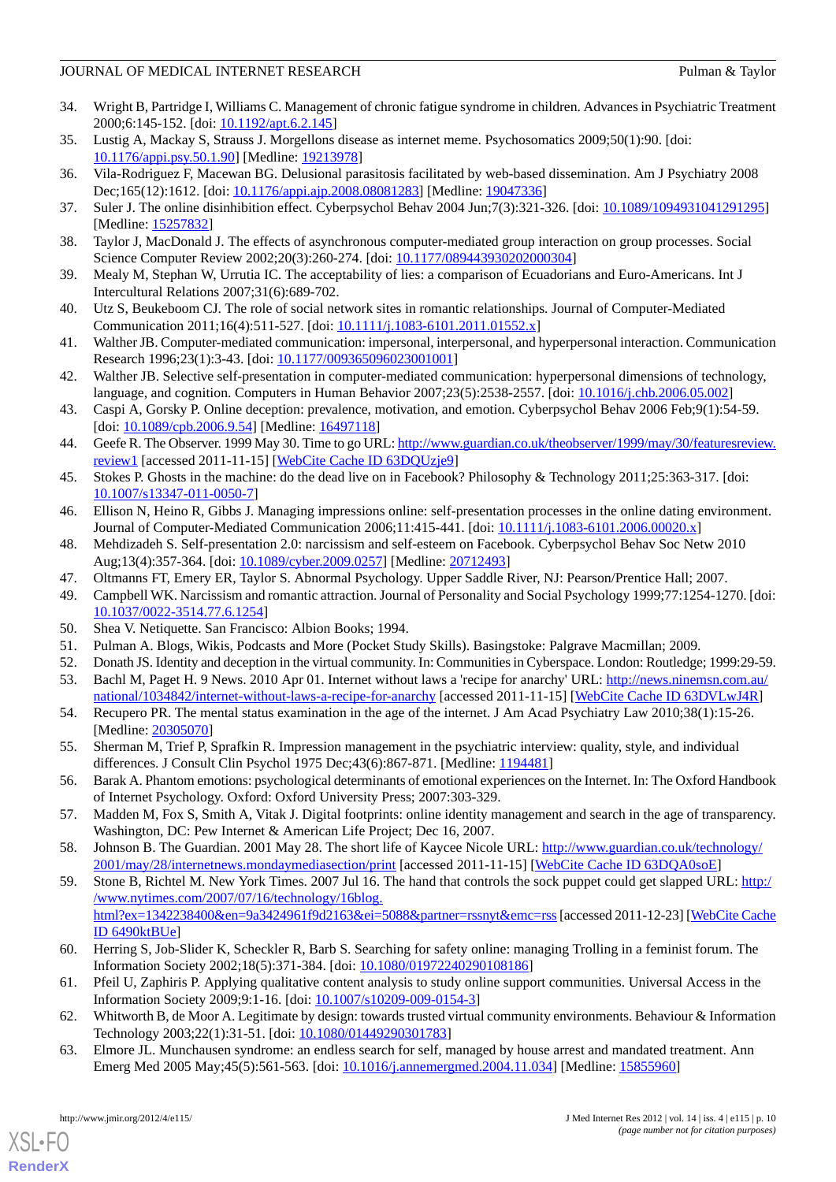34. Wright B, Partridge I, Williams C. Management of chronic fatigue syndrome in children. Advances in Psychiatric Treatment 2000;6:145-152. [doi: 10.1192/apt.6.2.145]
35. Lustig A, Mackay S, Strauss J. Morgellons disease as internet meme. Psychosomatics 2009;50(1):90. [doi: 10.1176/appi.psy.50.1.90] [Medline: 19213978]
36. Vila-Rodriguez F, Macewan BG. Delusional parasitosis facilitated by web-based dissemination. Am J Psychiatry 2008 Dec;165(12):1612. [doi: 10.1176/appi.ajp.2008.08081283] [Medline: 19047336]
37. Suler J. The online disinhibition effect. Cyberpsychol Behav 2004 Jun;7(3):321-326. [doi: 10.1089/1094931041291295] [Medline: 15257832]
38. Taylor J, MacDonald J. The effects of asynchronous computer-mediated group interaction on group processes. Social Science Computer Review 2002;20(3):260-274. [doi: 10.1177/089443930202000304]
39. Mealy M, Stephan W, Urrutia IC. The acceptability of lies: a comparison of Ecuadorians and Euro-Americans. Int J Intercultural Relations 2007;31(6):689-702.
40. Utz S, Beukeboom CJ. The role of social network sites in romantic relationships. Journal of Computer-Mediated Communication 2011;16(4):511-527. [doi: 10.1111/j.1083-6101.2011.01552.x]
41. Walther JB. Computer-mediated communication: impersonal, interpersonal, and hyperpersonal interaction. Communication Research 1996;23(1):3-43. [doi: 10.1177/009365096023001001]
42. Walther JB. Selective self-presentation in computer-mediated communication: hyperpersonal dimensions of technology, language, and cognition. Computers in Human Behavior 2007;23(5):2538-2557. [doi: 10.1016/j.chb.2006.05.002]
43. Caspi A, Gorsky P. Online deception: prevalence, motivation, and emotion. Cyberpsychol Behav 2006 Feb;9(1):54-59. [doi: 10.1089/cpb.2006.9.54] [Medline: 16497118]
44. Geefe R. The Observer. 1999 May 30. Time to go URL: http://www.guardian.co.uk/theobserver/1999/may/30/featuresreview.review1 [accessed 2011-11-15] [WebCite Cache ID 63DQUzje9]
45. Stokes P. Ghosts in the machine: do the dead live on in Facebook? Philosophy & Technology 2011;25:363-317. [doi: 10.1007/s13347-011-0050-7]
46. Ellison N, Heino R, Gibbs J. Managing impressions online: self-presentation processes in the online dating environment. Journal of Computer-Mediated Communication 2006;11:415-441. [doi: 10.1111/j.1083-6101.2006.00020.x]
48. Mehdizadeh S. Self-presentation 2.0: narcissism and self-esteem on Facebook. Cyberpsychol Behav Soc Netw 2010 Aug;13(4):357-364. [doi: 10.1089/cyber.2009.0257] [Medline: 20712493]
47. Oltmanns FT, Emery ER, Taylor S. Abnormal Psychology. Upper Saddle River, NJ: Pearson/Prentice Hall; 2007.
49. Campbell WK. Narcissism and romantic attraction. Journal of Personality and Social Psychology 1999;77:1254-1270. [doi: 10.1037/0022-3514.77.6.1254]
50. Shea V. Netiquette. San Francisco: Albion Books; 1994.
51. Pulman A. Blogs, Wikis, Podcasts and More (Pocket Study Skills). Basingstoke: Palgrave Macmillan; 2009.
52. Donath JS. Identity and deception in the virtual community. In: Communities in Cyberspace. London: Routledge; 1999:29-59.
53. Bachl M, Paget H. 9 News. 2010 Apr 01. Internet without laws a 'recipe for anarchy' URL: http://news.ninemsn.com.au/national/1034842/internet-without-laws-a-recipe-for-anarchy [accessed 2011-11-15] [WebCite Cache ID 63DVLwJ4R]
54. Recupero PR. The mental status examination in the age of the internet. J Am Acad Psychiatry Law 2010;38(1):15-26. [Medline: 20305070]
55. Sherman M, Trief P, Sprafkin R. Impression management in the psychiatric interview: quality, style, and individual differences. J Consult Clin Psychol 1975 Dec;43(6):867-871. [Medline: 1194481]
56. Barak A. Phantom emotions: psychological determinants of emotional experiences on the Internet. In: The Oxford Handbook of Internet Psychology. Oxford: Oxford University Press; 2007:303-329.
57. Madden M, Fox S, Smith A, Vitak J. Digital footprints: online identity management and search in the age of transparency. Washington, DC: Pew Internet & American Life Project; Dec 16, 2007.
58. Johnson B. The Guardian. 2001 May 28. The short life of Kaycee Nicole URL: http://www.guardian.co.uk/technology/2001/may/28/internetnews.mondaymediasection/print [accessed 2011-11-15] [WebCite Cache ID 63DQA0soE]
59. Stone B, Richtel M. New York Times. 2007 Jul 16. The hand that controls the sock puppet could get slapped URL: http://www.nytimes.com/2007/07/16/technology/16blog.html?ex=1342238400&en=9a3424961f9d2163&ei=5088&partner=rssnyt&emc=rss [accessed 2011-12-23] [WebCite Cache ID 6490ktBUe]
60. Herring S, Job-Slider K, Scheckler R, Barb S. Searching for safety online: managing Trolling in a feminist forum. The Information Society 2002;18(5):371-384. [doi: 10.1080/01972240290108186]
61. Pfeil U, Zaphiris P. Applying qualitative content analysis to study online support communities. Universal Access in the Information Society 2009;9:1-16. [doi: 10.1007/s10209-009-0154-3]
62. Whitworth B, de Moor A. Legitimate by design: towards trusted virtual community environments. Behaviour & Information Technology 2003;22(1):31-51. [doi: 10.1080/01449290301783]
63. Elmore JL. Munchausen syndrome: an endless search for self, managed by house arrest and mandated treatment. Ann Emerg Med 2005 May;45(5):561-563. [doi: 10.1016/j.annemergmed.2004.11.034] [Medline: 15855960]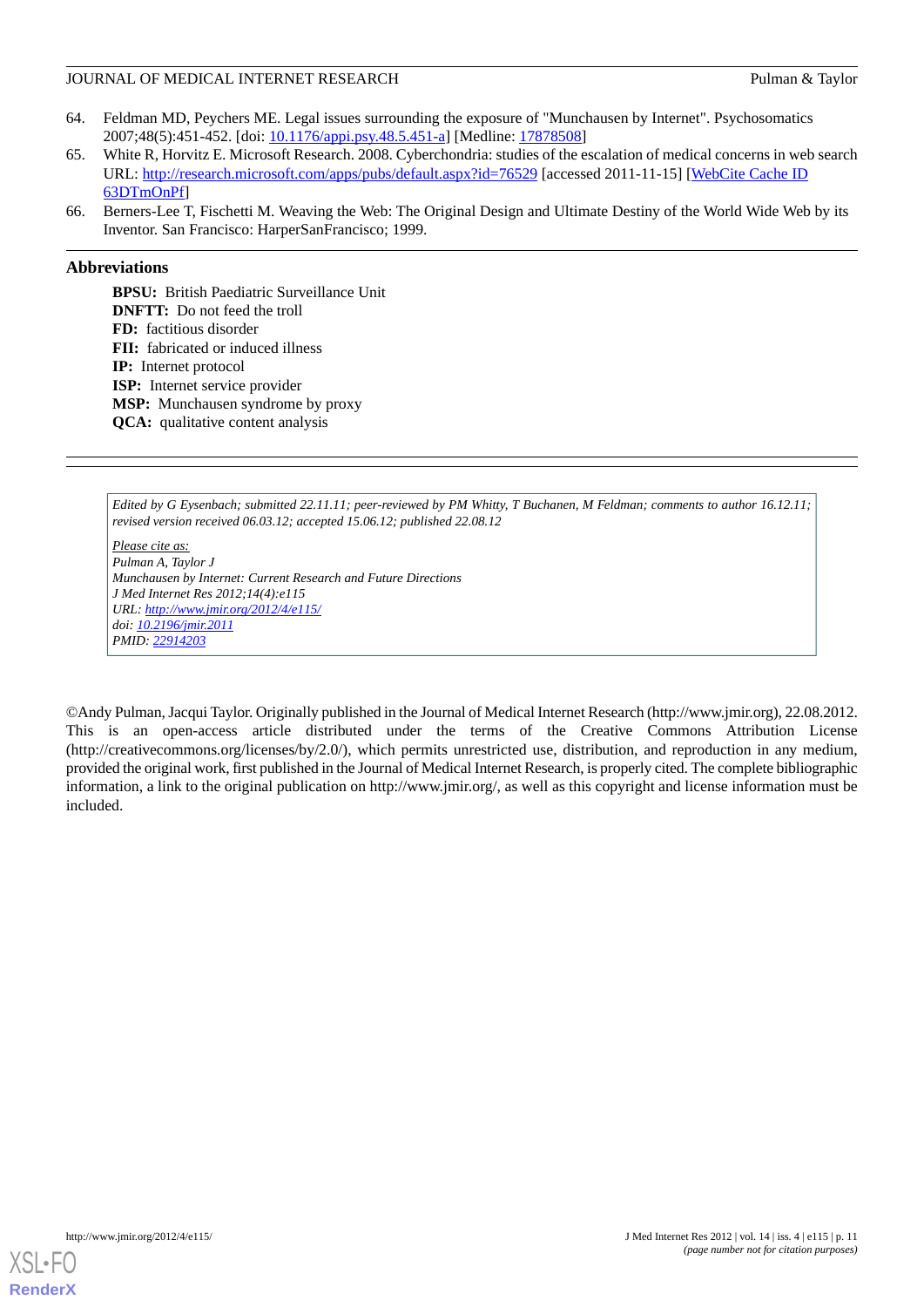64. Feldman MD, Peychers ME. Legal issues surrounding the exposure of "Munchausen by Internet". Psychosomatics 2007;48(5):451-452. [doi: 10.1176/appi.psy.48.5.451-a] [Medline: 17878508]
65. White R, Horvitz E. Microsoft Research. 2008. Cyberchondria: studies of the escalation of medical concerns in web search URL: http://research.microsoft.com/apps/pubs/default.aspx?id=76529 [accessed 2011-11-15] [WebCite Cache ID 63DTmOnPf]
66. Berners-Lee T, Fischetti M. Weaving the Web: The Original Design and Ultimate Destiny of the World Wide Web by its Inventor. San Francisco: HarperSanFrancisco; 1999.

## Abbreviations

**BPSU:** British Paediatric Surveillance Unit
**DNFTT:** Do not feed the troll
**FD:** factitious disorder
**FII:** fabricated or induced illness
**IP:** Internet protocol
**ISP:** Internet service provider
**MSP:** Munchausen syndrome by proxy
**QCA:** qualitative content analysis

---

*Edited by G Eysenbach; submitted 22.11.11; peer-reviewed by PM Whitty, T Buchanen, M Feldman; comments to author 16.12.11; revised version received 06.03.12; accepted 15.06.12; published 22.08.12*

*Please cite as:*
*Pulman A, Taylor J*
*Munchausen by Internet: Current Research and Future Directions*
*J Med Internet Res 2012;14(4):e115*
*URL: http://www.jmir.org/2012/4/e115/*
*doi: 10.2196/jmir.2011*
*PMID: 22914203*

©Andy Pulman, Jacqui Taylor. Originally published in the Journal of Medical Internet Research (http://www.jmir.org), 22.08.2012. This is an open-access article distributed under the terms of the Creative Commons Attribution License (http://creativecommons.org/licenses/by/2.0/), which permits unrestricted use, distribution, and reproduction in any medium, provided the original work, first published in the Journal of Medical Internet Research, is properly cited. The complete bibliographic information, a link to the original publication on http://www.jmir.org/, as well as this copyright and license information must be included.